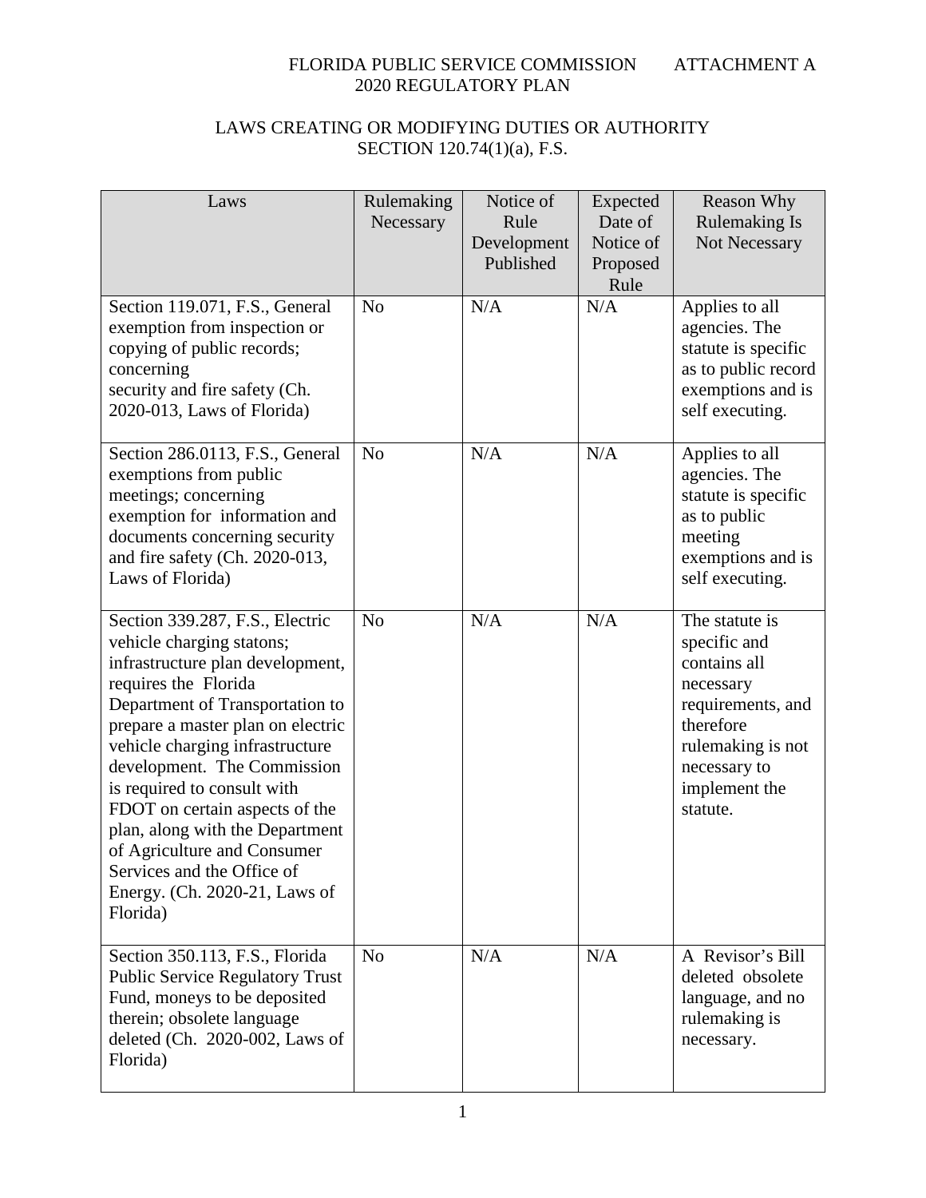FLORIDA PUBLIC SERVICE COMMISSION ATTACHMENT A
2020 REGULATORY PLAN

## LAWS CREATING OR MODIFYING DUTIES OR AUTHORITY SECTION 120.74(1)(a), F.S.

| Laws | Rulemaking Necessary | Notice of Rule Development Published | Expected Date of Notice of Proposed Rule | Reason Why Rulemaking Is Not Necessary |
|---|---|---|---|---|
| Section 119.071, F.S., General exemption from inspection or copying of public records; concerning security and fire safety (Ch. 2020-013, Laws of Florida) | No | N/A | N/A | Applies to all agencies. The statute is specific as to public record exemptions and is self executing. |
| Section 286.0113, F.S., General exemptions from public meetings; concerning exemption for information and documents concerning security and fire safety (Ch. 2020-013, Laws of Florida) | No | N/A | N/A | Applies to all agencies. The statute is specific as to public meeting exemptions and is self executing. |
| Section 339.287, F.S., Electric vehicle charging statons; infrastructure plan development, requires the Florida Department of Transportation to prepare a master plan on electric vehicle charging infrastructure development. The Commission is required to consult with FDOT on certain aspects of the plan, along with the Department of Agriculture and Consumer Services and the Office of Energy. (Ch. 2020-21, Laws of Florida) | No | N/A | N/A | The statute is specific and contains all necessary requirements, and therefore rulemaking is not necessary to implement the statute. |
| Section 350.113, F.S., Florida Public Service Regulatory Trust Fund, moneys to be deposited therein; obsolete language deleted (Ch. 2020-002, Laws of Florida) | No | N/A | N/A | A Revisor's Bill deleted obsolete language, and no rulemaking is necessary. |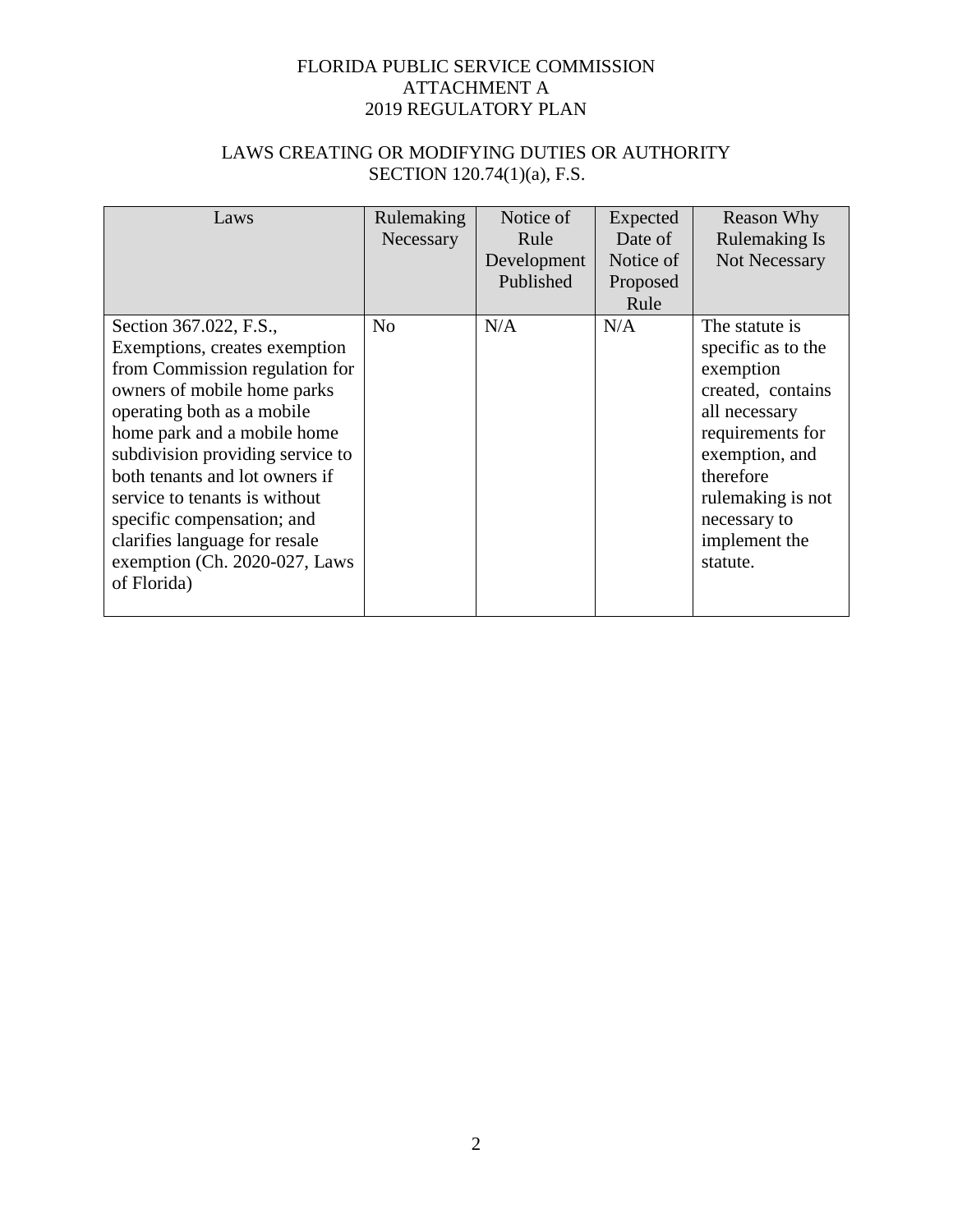FLORIDA PUBLIC SERVICE COMMISSION
ATTACHMENT A
2019 REGULATORY PLAN

LAWS CREATING OR MODIFYING DUTIES OR AUTHORITY
SECTION 120.74(1)(a), F.S.

| Laws | Rulemaking Necessary | Notice of Rule Development Published | Expected Date of Notice of Proposed Rule | Reason Why Rulemaking Is Not Necessary |
| --- | --- | --- | --- | --- |
| Section 367.022, F.S., Exemptions, creates exemption from Commission regulation for owners of mobile home parks operating both as a mobile home park and a mobile home subdivision providing service to both tenants and lot owners if service to tenants is without specific compensation; and clarifies language for resale exemption (Ch. 2020-027, Laws of Florida) | No | N/A | N/A | The statute is specific as to the exemption created, contains all necessary requirements for exemption, and therefore rulemaking is not necessary to implement the statute. |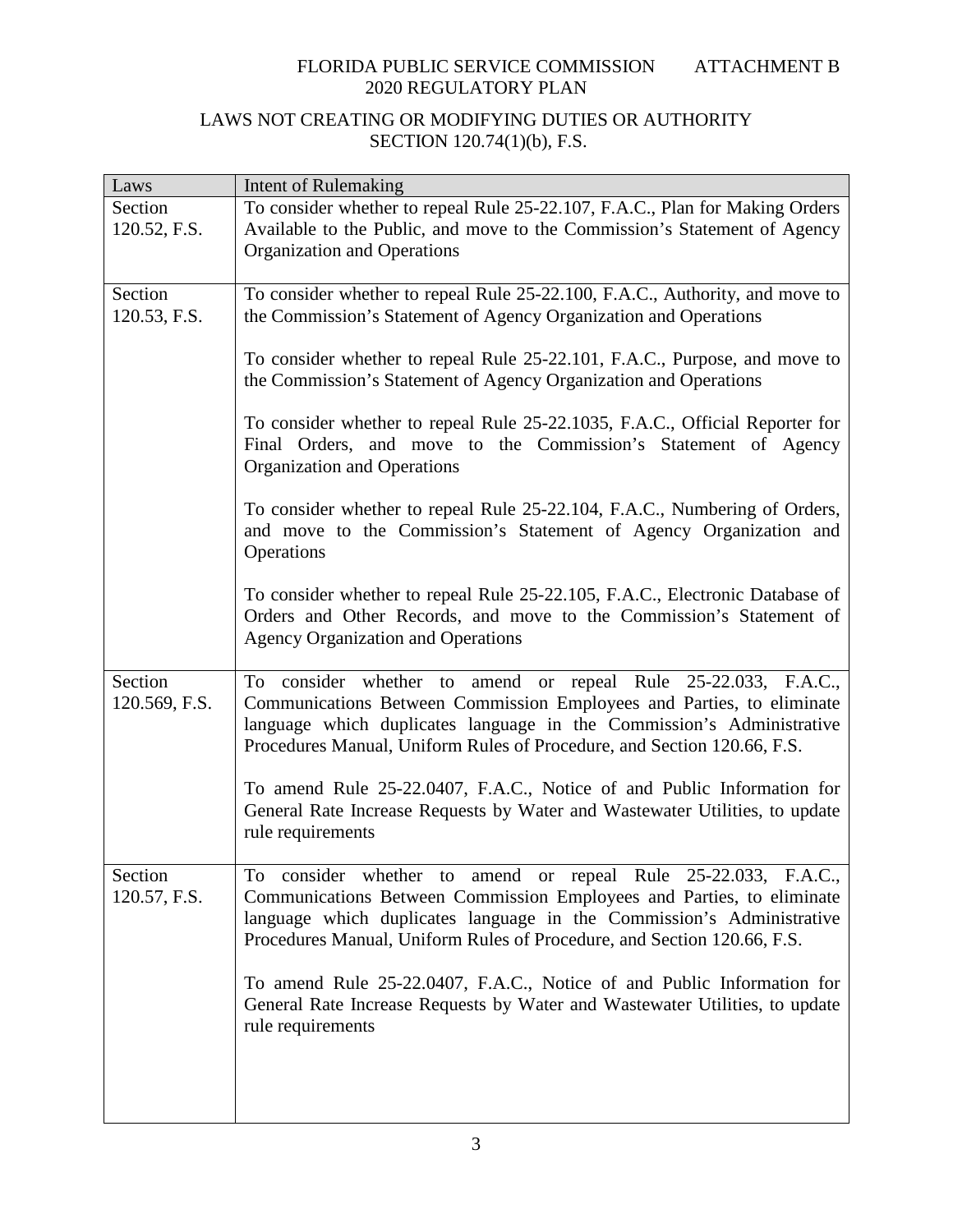FLORIDA PUBLIC SERVICE COMMISSION ATTACHMENT B
2020 REGULATORY PLAN

## LAWS NOT CREATING OR MODIFYING DUTIES OR AUTHORITY SECTION 120.74(1)(b), F.S.

| Laws | Intent of Rulemaking |
| --- | --- |
| Section 120.52, F.S. | To consider whether to repeal Rule 25-22.107, F.A.C., Plan for Making Orders Available to the Public, and move to the Commission's Statement of Agency Organization and Operations |
| Section 120.53, F.S. | To consider whether to repeal Rule 25-22.100, F.A.C., Authority, and move to the Commission's Statement of Agency Organization and Operations<br><br>To consider whether to repeal Rule 25-22.101, F.A.C., Purpose, and move to the Commission's Statement of Agency Organization and Operations<br><br>To consider whether to repeal Rule 25-22.1035, F.A.C., Official Reporter for Final Orders, and move to the Commission's Statement of Agency Organization and Operations<br><br>To consider whether to repeal Rule 25-22.104, F.A.C., Numbering of Orders, and move to the Commission's Statement of Agency Organization and Operations<br><br>To consider whether to repeal Rule 25-22.105, F.A.C., Electronic Database of Orders and Other Records, and move to the Commission's Statement of Agency Organization and Operations |
| Section 120.569, F.S. | To consider whether to amend or repeal Rule 25-22.033, F.A.C., Communications Between Commission Employees and Parties, to eliminate language which duplicates language in the Commission's Administrative Procedures Manual, Uniform Rules of Procedure, and Section 120.66, F.S.<br><br>To amend Rule 25-22.0407, F.A.C., Notice of and Public Information for General Rate Increase Requests by Water and Wastewater Utilities, to update rule requirements |
| Section 120.57, F.S. | To consider whether to amend or repeal Rule 25-22.033, F.A.C., Communications Between Commission Employees and Parties, to eliminate language which duplicates language in the Commission's Administrative Procedures Manual, Uniform Rules of Procedure, and Section 120.66, F.S.<br><br>To amend Rule 25-22.0407, F.A.C., Notice of and Public Information for General Rate Increase Requests by Water and Wastewater Utilities, to update rule requirements |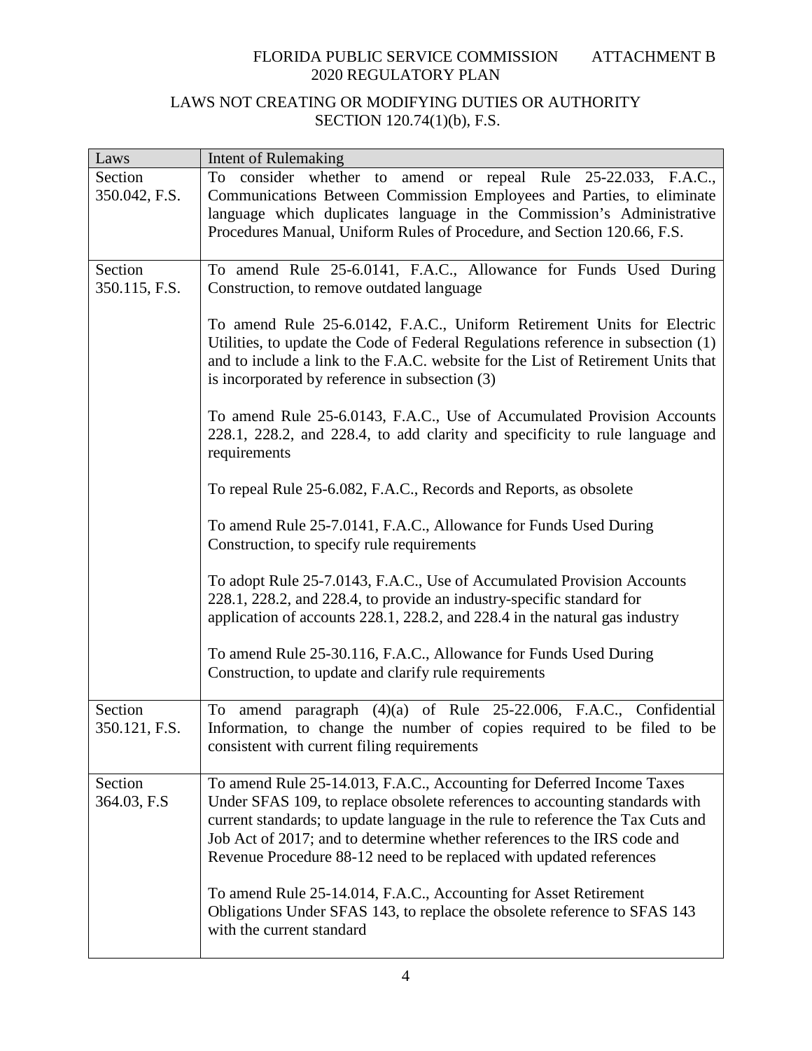FLORIDA PUBLIC SERVICE COMMISSION ATTACHMENT B
2020 REGULATORY PLAN

## LAWS NOT CREATING OR MODIFYING DUTIES OR AUTHORITY SECTION 120.74(1)(b), F.S.

| Laws | Intent of Rulemaking |
|---|---|
| Section 350.042, F.S. | To consider whether to amend or repeal Rule 25-22.033, F.A.C., Communications Between Commission Employees and Parties, to eliminate language which duplicates language in the Commission's Administrative Procedures Manual, Uniform Rules of Procedure, and Section 120.66, F.S. |
| Section 350.115, F.S. | To amend Rule 25-6.0141, F.A.C., Allowance for Funds Used During Construction, to remove outdated language<br><br>To amend Rule 25-6.0142, F.A.C., Uniform Retirement Units for Electric Utilities, to update the Code of Federal Regulations reference in subsection (1) and to include a link to the F.A.C. website for the List of Retirement Units that is incorporated by reference in subsection (3)<br><br>To amend Rule 25-6.0143, F.A.C., Use of Accumulated Provision Accounts 228.1, 228.2, and 228.4, to add clarity and specificity to rule language and requirements<br><br>To repeal Rule 25-6.082, F.A.C., Records and Reports, as obsolete<br><br>To amend Rule 25-7.0141, F.A.C., Allowance for Funds Used During Construction, to specify rule requirements<br><br>To adopt Rule 25-7.0143, F.A.C., Use of Accumulated Provision Accounts 228.1, 228.2, and 228.4, to provide an industry-specific standard for application of accounts 228.1, 228.2, and 228.4 in the natural gas industry<br><br>To amend Rule 25-30.116, F.A.C., Allowance for Funds Used During Construction, to update and clarify rule requirements |
| Section 350.121, F.S. | To amend paragraph (4)(a) of Rule 25-22.006, F.A.C., Confidential Information, to change the number of copies required to be filed to be consistent with current filing requirements |
| Section 364.03, F.S | To amend Rule 25-14.013, F.A.C., Accounting for Deferred Income Taxes Under SFAS 109, to replace obsolete references to accounting standards with current standards; to update language in the rule to reference the Tax Cuts and Job Act of 2017; and to determine whether references to the IRS code and Revenue Procedure 88-12 need to be replaced with updated references<br><br>To amend Rule 25-14.014, F.A.C., Accounting for Asset Retirement Obligations Under SFAS 143, to replace the obsolete reference to SFAS 143 with the current standard |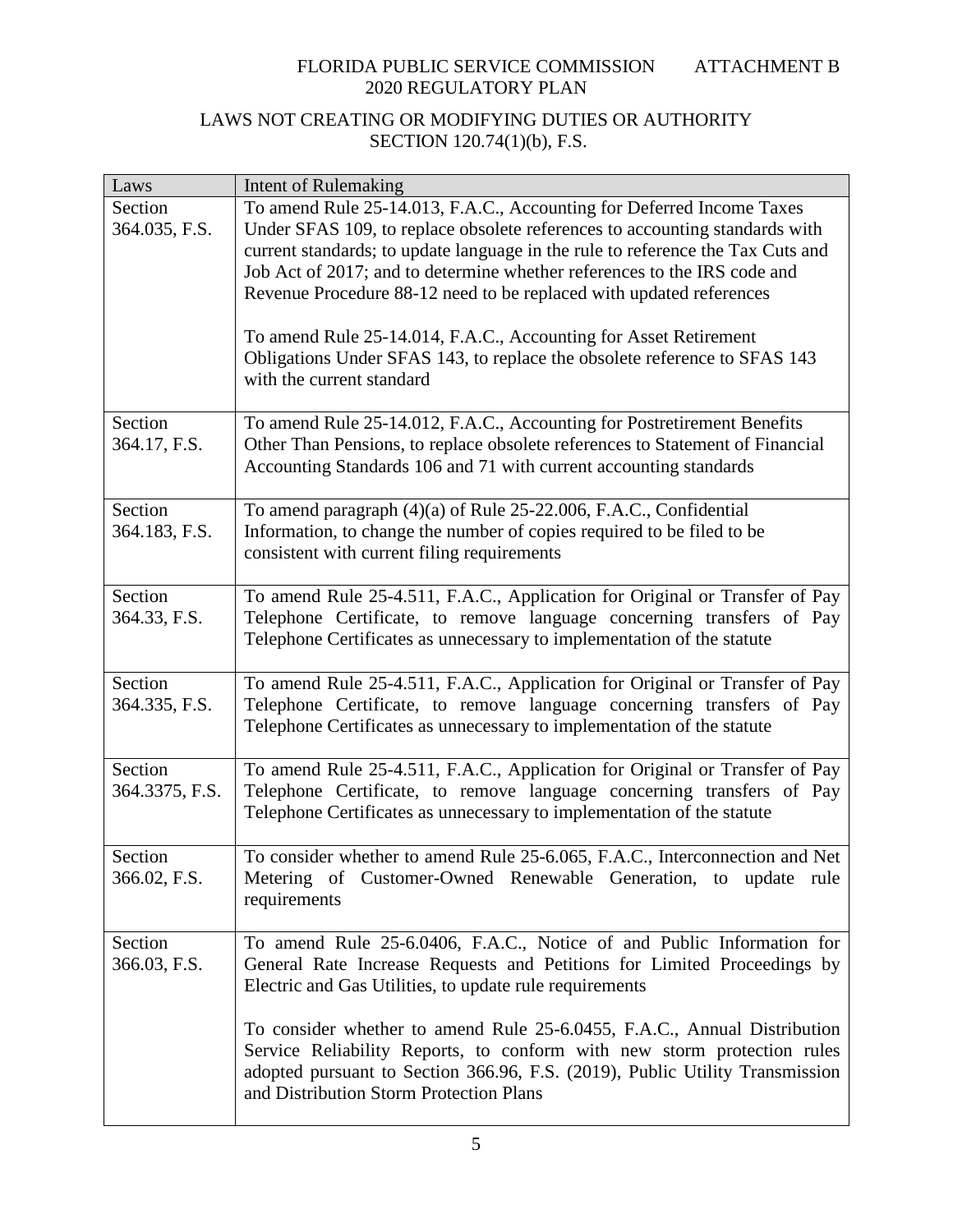FLORIDA PUBLIC SERVICE COMMISSION ATTACHMENT B
2020 REGULATORY PLAN

## LAWS NOT CREATING OR MODIFYING DUTIES OR AUTHORITY SECTION 120.74(1)(b), F.S.

| Laws | Intent of Rulemaking |
|---|---|
| Section 364.035, F.S. | To amend Rule 25-14.013, F.A.C., Accounting for Deferred Income Taxes Under SFAS 109, to replace obsolete references to accounting standards with current standards; to update language in the rule to reference the Tax Cuts and Job Act of 2017; and to determine whether references to the IRS code and Revenue Procedure 88-12 need to be replaced with updated references<br><br>To amend Rule 25-14.014, F.A.C., Accounting for Asset Retirement Obligations Under SFAS 143, to replace the obsolete reference to SFAS 143 with the current standard |
| Section 364.17, F.S. | To amend Rule 25-14.012, F.A.C., Accounting for Postretirement Benefits Other Than Pensions, to replace obsolete references to Statement of Financial Accounting Standards 106 and 71 with current accounting standards |
| Section 364.183, F.S. | To amend paragraph (4)(a) of Rule 25-22.006, F.A.C., Confidential Information, to change the number of copies required to be filed to be consistent with current filing requirements |
| Section 364.33, F.S. | To amend Rule 25-4.511, F.A.C., Application for Original or Transfer of Pay Telephone Certificate, to remove language concerning transfers of Pay Telephone Certificates as unnecessary to implementation of the statute |
| Section 364.335, F.S. | To amend Rule 25-4.511, F.A.C., Application for Original or Transfer of Pay Telephone Certificate, to remove language concerning transfers of Pay Telephone Certificates as unnecessary to implementation of the statute |
| Section 364.3375, F.S. | To amend Rule 25-4.511, F.A.C., Application for Original or Transfer of Pay Telephone Certificate, to remove language concerning transfers of Pay Telephone Certificates as unnecessary to implementation of the statute |
| Section 366.02, F.S. | To consider whether to amend Rule 25-6.065, F.A.C., Interconnection and Net Metering of Customer-Owned Renewable Generation, to update rule requirements |
| Section 366.03, F.S. | To amend Rule 25-6.0406, F.A.C., Notice of and Public Information for General Rate Increase Requests and Petitions for Limited Proceedings by Electric and Gas Utilities, to update rule requirements<br><br>To consider whether to amend Rule 25-6.0455, F.A.C., Annual Distribution Service Reliability Reports, to conform with new storm protection rules adopted pursuant to Section 366.96, F.S. (2019), Public Utility Transmission and Distribution Storm Protection Plans |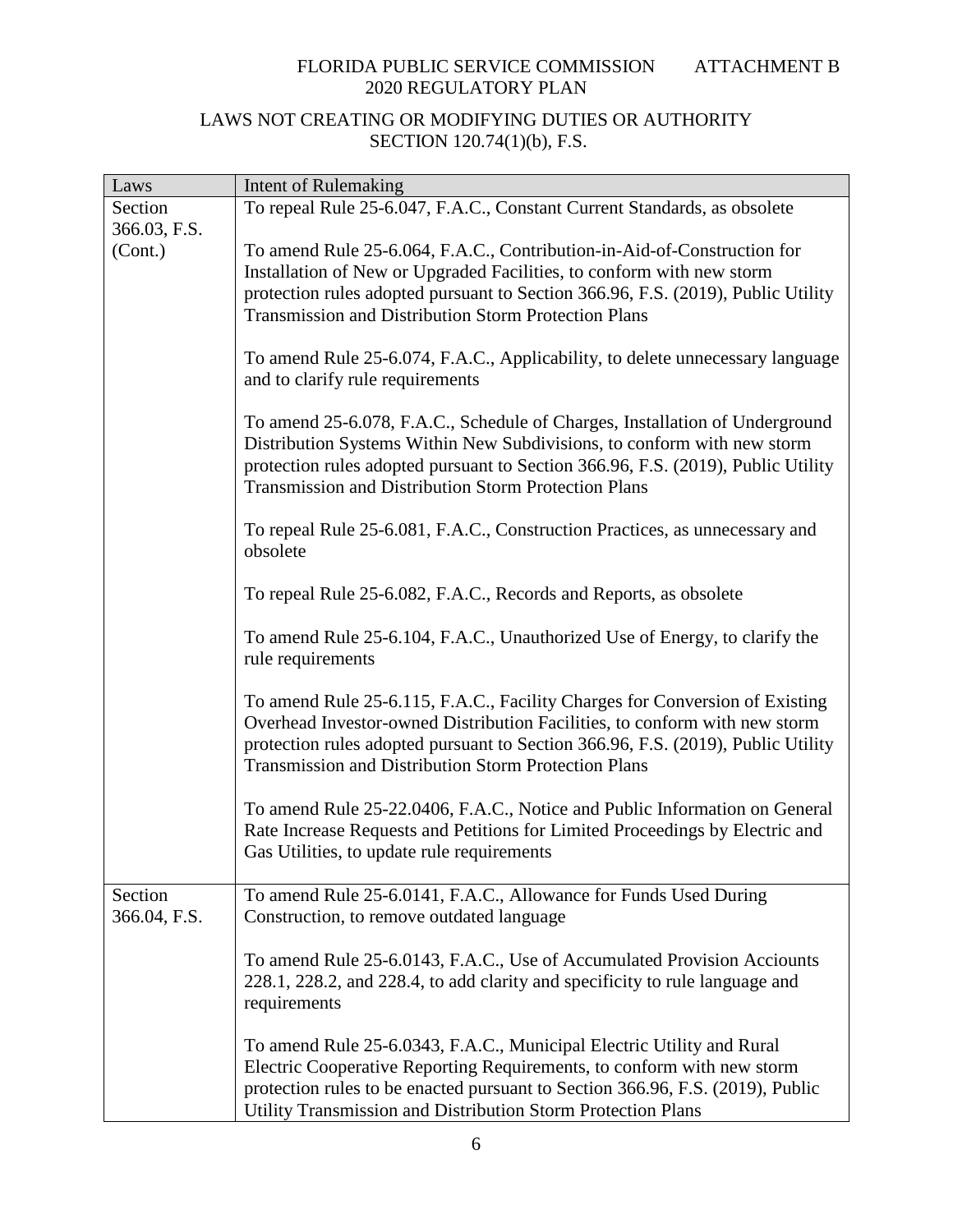FLORIDA PUBLIC SERVICE COMMISSION ATTACHMENT B
2020 REGULATORY PLAN

LAWS NOT CREATING OR MODIFYING DUTIES OR AUTHORITY
SECTION 120.74(1)(b), F.S.

| Laws | Intent of Rulemaking |
|---|---|
| Section 366.03, F.S. (Cont.) | To repeal Rule 25-6.047, F.A.C., Constant Current Standards, as obsolete<br><br>To amend Rule 25-6.064, F.A.C., Contribution-in-Aid-of-Construction for Installation of New or Upgraded Facilities, to conform with new storm protection rules adopted pursuant to Section 366.96, F.S. (2019), Public Utility Transmission and Distribution Storm Protection Plans<br><br>To amend Rule 25-6.074, F.A.C., Applicability, to delete unnecessary language and to clarify rule requirements<br><br>To amend 25-6.078, F.A.C., Schedule of Charges, Installation of Underground Distribution Systems Within New Subdivisions, to conform with new storm protection rules adopted pursuant to Section 366.96, F.S. (2019), Public Utility Transmission and Distribution Storm Protection Plans<br><br>To repeal Rule 25-6.081, F.A.C., Construction Practices, as unnecessary and obsolete<br><br>To repeal Rule 25-6.082, F.A.C., Records and Reports, as obsolete<br><br>To amend Rule 25-6.104, F.A.C., Unauthorized Use of Energy, to clarify the rule requirements<br><br>To amend Rule 25-6.115, F.A.C., Facility Charges for Conversion of Existing Overhead Investor-owned Distribution Facilities, to conform with new storm protection rules adopted pursuant to Section 366.96, F.S. (2019), Public Utility Transmission and Distribution Storm Protection Plans<br><br>To amend Rule 25-22.0406, F.A.C., Notice and Public Information on General Rate Increase Requests and Petitions for Limited Proceedings by Electric and Gas Utilities, to update rule requirements |
| Section 366.04, F.S. | To amend Rule 25-6.0141, F.A.C., Allowance for Funds Used During Construction, to remove outdated language<br><br>To amend Rule 25-6.0143, F.A.C., Use of Accumulated Provision Acciounts 228.1, 228.2, and 228.4, to add clarity and specificity to rule language and requirements<br><br>To amend Rule 25-6.0343, F.A.C., Municipal Electric Utility and Rural Electric Cooperative Reporting Requirements, to conform with new storm protection rules to be enacted pursuant to Section 366.96, F.S. (2019), Public Utility Transmission and Distribution Storm Protection Plans |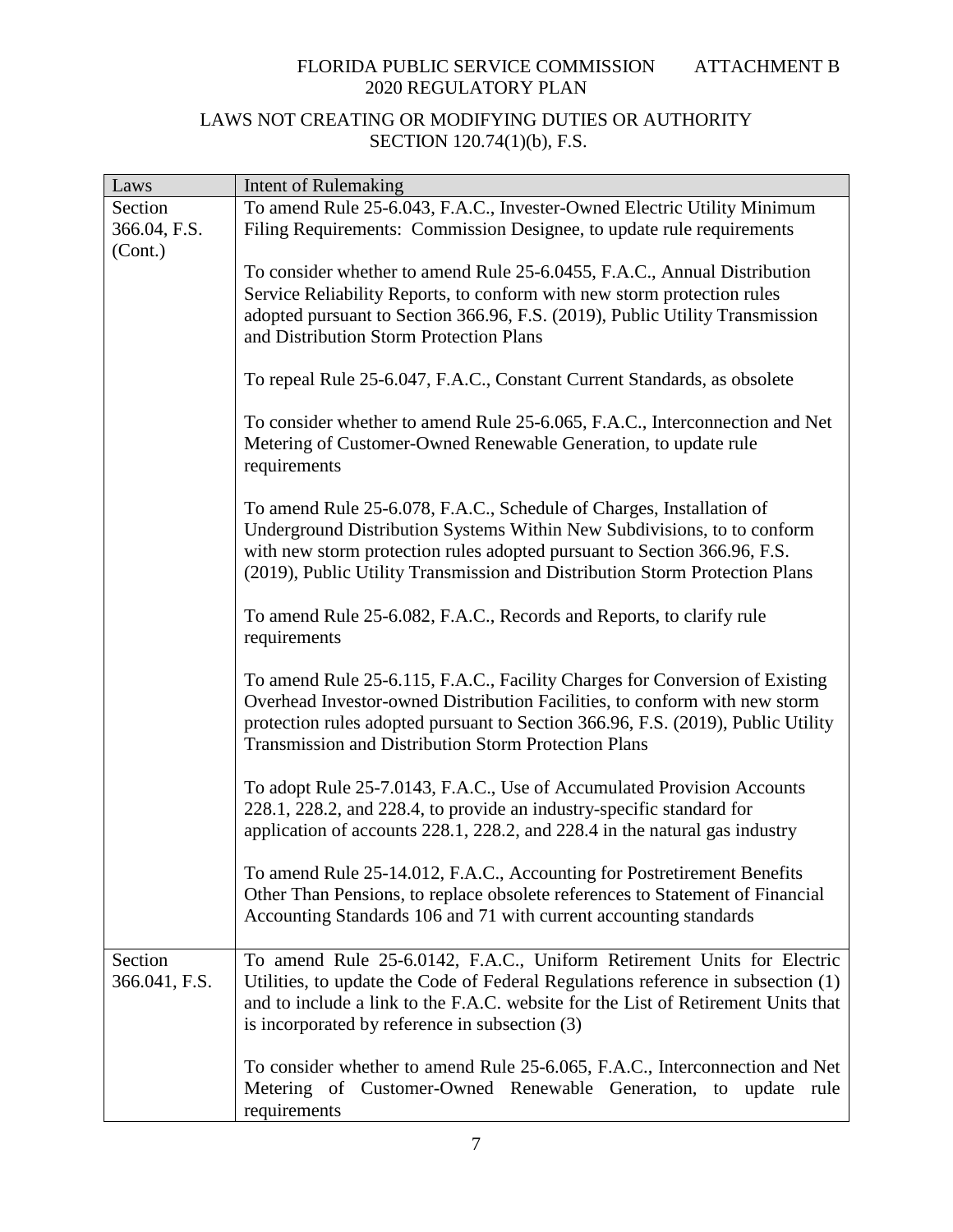FLORIDA PUBLIC SERVICE COMMISSION ATTACHMENT B
2020 REGULATORY PLAN

LAWS NOT CREATING OR MODIFYING DUTIES OR AUTHORITY
SECTION 120.74(1)(b), F.S.

| Laws | Intent of Rulemaking |
| --- | --- |
| Section 366.04, F.S. (Cont.) | To amend Rule 25-6.043, F.A.C., Invester-Owned Electric Utility Minimum Filing Requirements: Commission Designee, to update rule requirements<br><br>To consider whether to amend Rule 25-6.0455, F.A.C., Annual Distribution Service Reliability Reports, to conform with new storm protection rules adopted pursuant to Section 366.96, F.S. (2019), Public Utility Transmission and Distribution Storm Protection Plans<br><br>To repeal Rule 25-6.047, F.A.C., Constant Current Standards, as obsolete<br><br>To consider whether to amend Rule 25-6.065, F.A.C., Interconnection and Net Metering of Customer-Owned Renewable Generation, to update rule requirements<br><br>To amend Rule 25-6.078, F.A.C., Schedule of Charges, Installation of Underground Distribution Systems Within New Subdivisions, to to conform with new storm protection rules adopted pursuant to Section 366.96, F.S. (2019), Public Utility Transmission and Distribution Storm Protection Plans<br><br>To amend Rule 25-6.082, F.A.C., Records and Reports, to clarify rule requirements<br><br>To amend Rule 25-6.115, F.A.C., Facility Charges for Conversion of Existing Overhead Investor-owned Distribution Facilities, to conform with new storm protection rules adopted pursuant to Section 366.96, F.S. (2019), Public Utility Transmission and Distribution Storm Protection Plans<br><br>To adopt Rule 25-7.0143, F.A.C., Use of Accumulated Provision Accounts 228.1, 228.2, and 228.4, to provide an industry-specific standard for application of accounts 228.1, 228.2, and 228.4 in the natural gas industry<br><br>To amend Rule 25-14.012, F.A.C., Accounting for Postretirement Benefits Other Than Pensions, to replace obsolete references to Statement of Financial Accounting Standards 106 and 71 with current accounting standards |
| Section 366.041, F.S. | To amend Rule 25-6.0142, F.A.C., Uniform Retirement Units for Electric Utilities, to update the Code of Federal Regulations reference in subsection (1) and to include a link to the F.A.C. website for the List of Retirement Units that is incorporated by reference in subsection (3)<br><br>To consider whether to amend Rule 25-6.065, F.A.C., Interconnection and Net Metering of Customer-Owned Renewable Generation, to update rule requirements |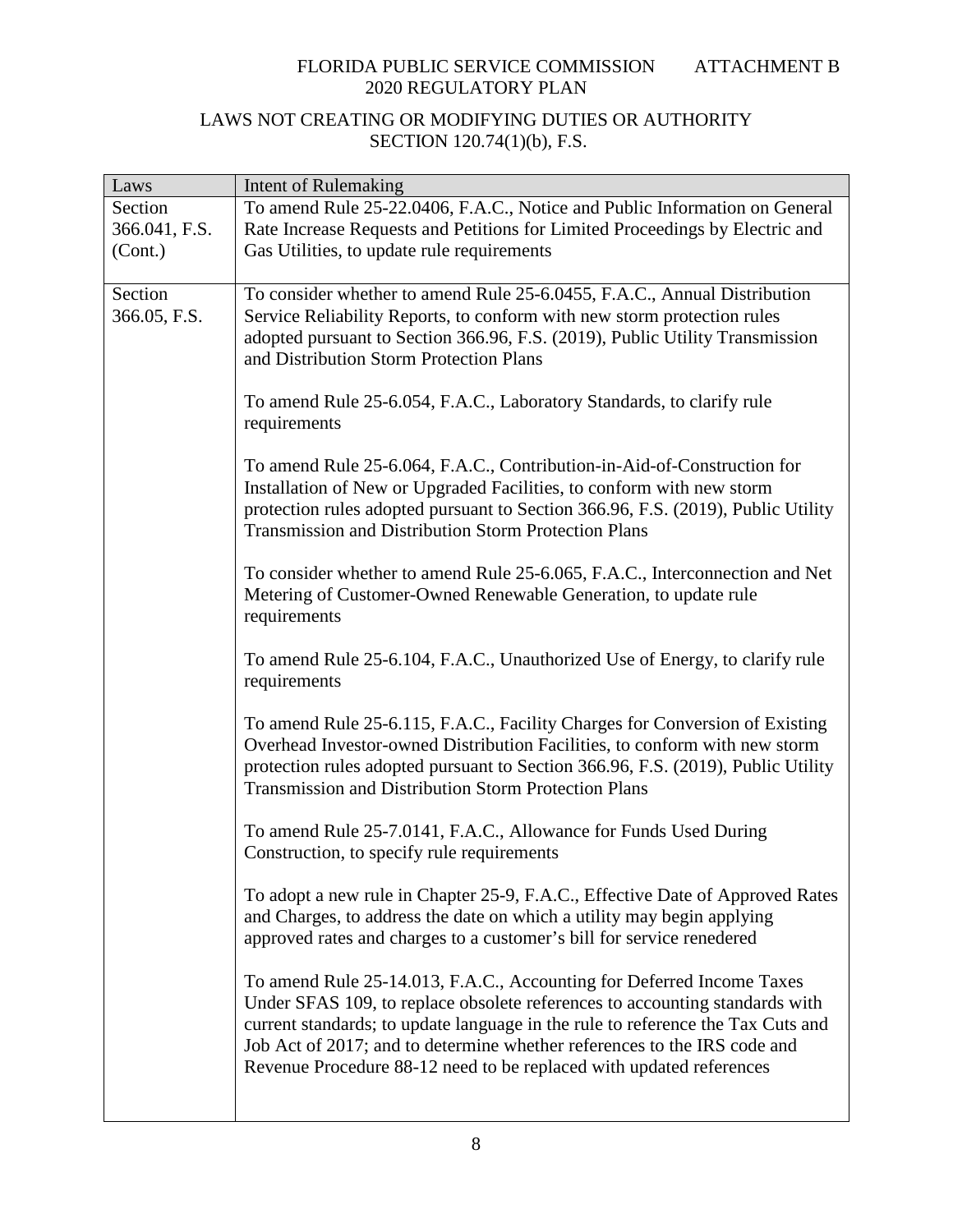FLORIDA PUBLIC SERVICE COMMISSION ATTACHMENT B
2020 REGULATORY PLAN

## LAWS NOT CREATING OR MODIFYING DUTIES OR AUTHORITY SECTION 120.74(1)(b), F.S.

| Laws | Intent of Rulemaking |
|---|---|
| Section 366.041, F.S. (Cont.) | To amend Rule 25-22.0406, F.A.C., Notice and Public Information on General Rate Increase Requests and Petitions for Limited Proceedings by Electric and Gas Utilities, to update rule requirements |
| Section 366.05, F.S. | To consider whether to amend Rule 25-6.0455, F.A.C., Annual Distribution Service Reliability Reports, to conform with new storm protection rules adopted pursuant to Section 366.96, F.S. (2019), Public Utility Transmission and Distribution Storm Protection Plans<br><br>To amend Rule 25-6.054, F.A.C., Laboratory Standards, to clarify rule requirements<br><br>To amend Rule 25-6.064, F.A.C., Contribution-in-Aid-of-Construction for Installation of New or Upgraded Facilities, to conform with new storm protection rules adopted pursuant to Section 366.96, F.S. (2019), Public Utility Transmission and Distribution Storm Protection Plans<br><br>To consider whether to amend Rule 25-6.065, F.A.C., Interconnection and Net Metering of Customer-Owned Renewable Generation, to update rule requirements<br><br>To amend Rule 25-6.104, F.A.C., Unauthorized Use of Energy, to clarify rule requirements<br><br>To amend Rule 25-6.115, F.A.C., Facility Charges for Conversion of Existing Overhead Investor-owned Distribution Facilities, to conform with new storm protection rules adopted pursuant to Section 366.96, F.S. (2019), Public Utility Transmission and Distribution Storm Protection Plans<br><br>To amend Rule 25-7.0141, F.A.C., Allowance for Funds Used During Construction, to specify rule requirements<br><br>To adopt a new rule in Chapter 25-9, F.A.C., Effective Date of Approved Rates and Charges, to address the date on which a utility may begin applying approved rates and charges to a customer's bill for service renedered<br><br>To amend Rule 25-14.013, F.A.C., Accounting for Deferred Income Taxes Under SFAS 109, to replace obsolete references to accounting standards with current standards; to update language in the rule to reference the Tax Cuts and Job Act of 2017; and to determine whether references to the IRS code and Revenue Procedure 88-12 need to be replaced with updated references |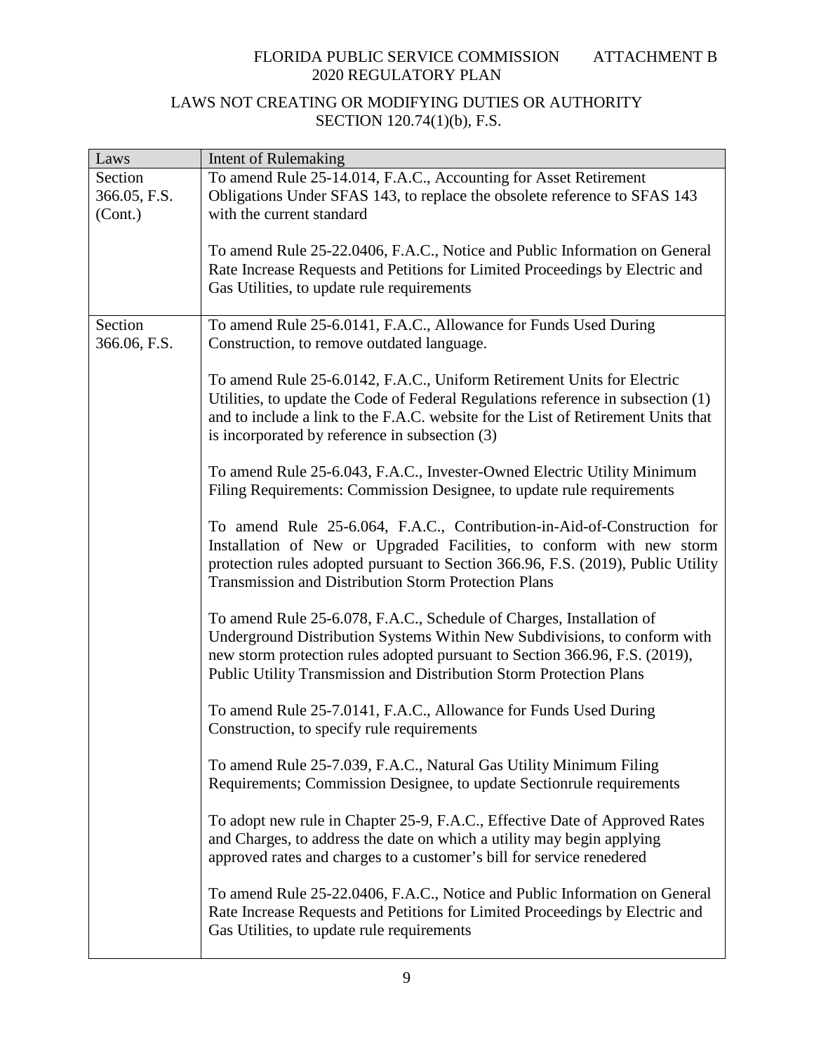FLORIDA PUBLIC SERVICE COMMISSION ATTACHMENT B
2020 REGULATORY PLAN

## LAWS NOT CREATING OR MODIFYING DUTIES OR AUTHORITY
## SECTION 120.74(1)(b), F.S.

| Laws | Intent of Rulemaking |
|---|---|
| Section 366.05, F.S. (Cont.) | To amend Rule 25-14.014, F.A.C., Accounting for Asset Retirement Obligations Under SFAS 143, to replace the obsolete reference to SFAS 143 with the current standard<br><br>To amend Rule 25-22.0406, F.A.C., Notice and Public Information on General Rate Increase Requests and Petitions for Limited Proceedings by Electric and Gas Utilities, to update rule requirements |
| Section 366.06, F.S. | To amend Rule 25-6.0141, F.A.C., Allowance for Funds Used During Construction, to remove outdated language.<br><br>To amend Rule 25-6.0142, F.A.C., Uniform Retirement Units for Electric Utilities, to update the Code of Federal Regulations reference in subsection (1) and to include a link to the F.A.C. website for the List of Retirement Units that is incorporated by reference in subsection (3)<br><br>To amend Rule 25-6.043, F.A.C., Invester-Owned Electric Utility Minimum Filing Requirements: Commission Designee, to update rule requirements<br><br>To amend Rule 25-6.064, F.A.C., Contribution-in-Aid-of-Construction for Installation of New or Upgraded Facilities, to conform with new storm protection rules adopted pursuant to Section 366.96, F.S. (2019), Public Utility Transmission and Distribution Storm Protection Plans<br><br>To amend Rule 25-6.078, F.A.C., Schedule of Charges, Installation of Underground Distribution Systems Within New Subdivisions, to conform with new storm protection rules adopted pursuant to Section 366.96, F.S. (2019), Public Utility Transmission and Distribution Storm Protection Plans<br><br>To amend Rule 25-7.0141, F.A.C., Allowance for Funds Used During Construction, to specify rule requirements<br><br>To amend Rule 25-7.039, F.A.C., Natural Gas Utility Minimum Filing Requirements; Commission Designee, to update Sectionrule requirements<br><br>To adopt new rule in Chapter 25-9, F.A.C., Effective Date of Approved Rates and Charges, to address the date on which a utility may begin applying approved rates and charges to a customer's bill for service renedered<br><br>To amend Rule 25-22.0406, F.A.C., Notice and Public Information on General Rate Increase Requests and Petitions for Limited Proceedings by Electric and Gas Utilities, to update rule requirements |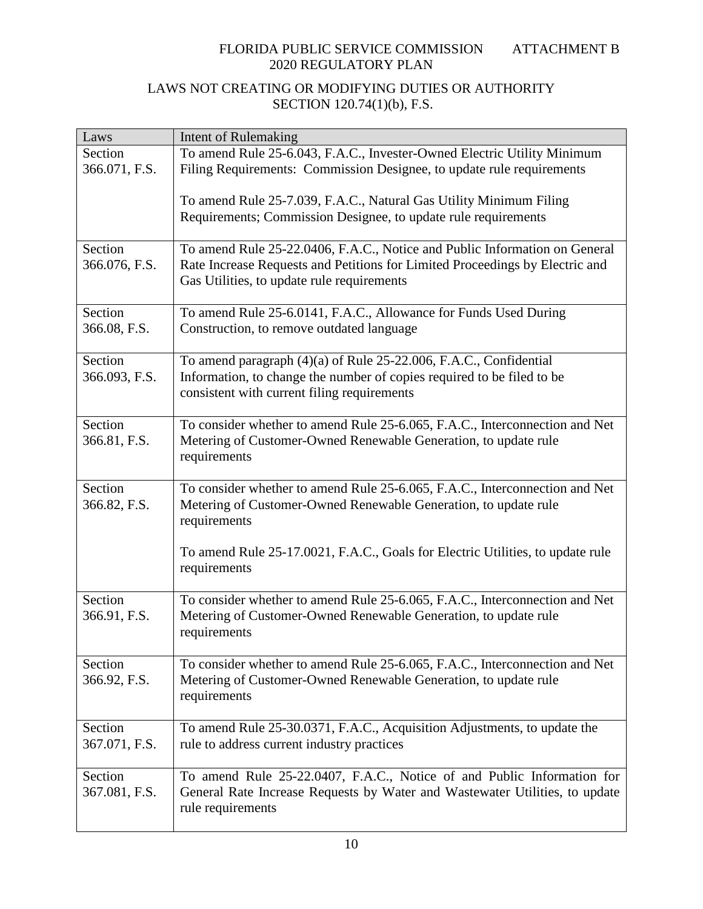FLORIDA PUBLIC SERVICE COMMISSION ATTACHMENT B
2020 REGULATORY PLAN

## LAWS NOT CREATING OR MODIFYING DUTIES OR AUTHORITY SECTION 120.74(1)(b), F.S.

| Laws | Intent of Rulemaking |
|---|---|
| Section 366.071, F.S. | To amend Rule 25-6.043, F.A.C., Invester-Owned Electric Utility Minimum Filing Requirements: Commission Designee, to update rule requirements<br><br>To amend Rule 25-7.039, F.A.C., Natural Gas Utility Minimum Filing Requirements; Commission Designee, to update rule requirements |
| Section 366.076, F.S. | To amend Rule 25-22.0406, F.A.C., Notice and Public Information on General Rate Increase Requests and Petitions for Limited Proceedings by Electric and Gas Utilities, to update rule requirements |
| Section 366.08, F.S. | To amend Rule 25-6.0141, F.A.C., Allowance for Funds Used During Construction, to remove outdated language |
| Section 366.093, F.S. | To amend paragraph (4)(a) of Rule 25-22.006, F.A.C., Confidential Information, to change the number of copies required to be filed to be consistent with current filing requirements |
| Section 366.81, F.S. | To consider whether to amend Rule 25-6.065, F.A.C., Interconnection and Net Metering of Customer-Owned Renewable Generation, to update rule requirements |
| Section 366.82, F.S. | To consider whether to amend Rule 25-6.065, F.A.C., Interconnection and Net Metering of Customer-Owned Renewable Generation, to update rule requirements<br><br>To amend Rule 25-17.0021, F.A.C., Goals for Electric Utilities, to update rule requirements |
| Section 366.91, F.S. | To consider whether to amend Rule 25-6.065, F.A.C., Interconnection and Net Metering of Customer-Owned Renewable Generation, to update rule requirements |
| Section 366.92, F.S. | To consider whether to amend Rule 25-6.065, F.A.C., Interconnection and Net Metering of Customer-Owned Renewable Generation, to update rule requirements |
| Section 367.071, F.S. | To amend Rule 25-30.0371, F.A.C., Acquisition Adjustments, to update the rule to address current industry practices |
| Section 367.081, F.S. | To amend Rule 25-22.0407, F.A.C., Notice of and Public Information for General Rate Increase Requests by Water and Wastewater Utilities, to update rule requirements |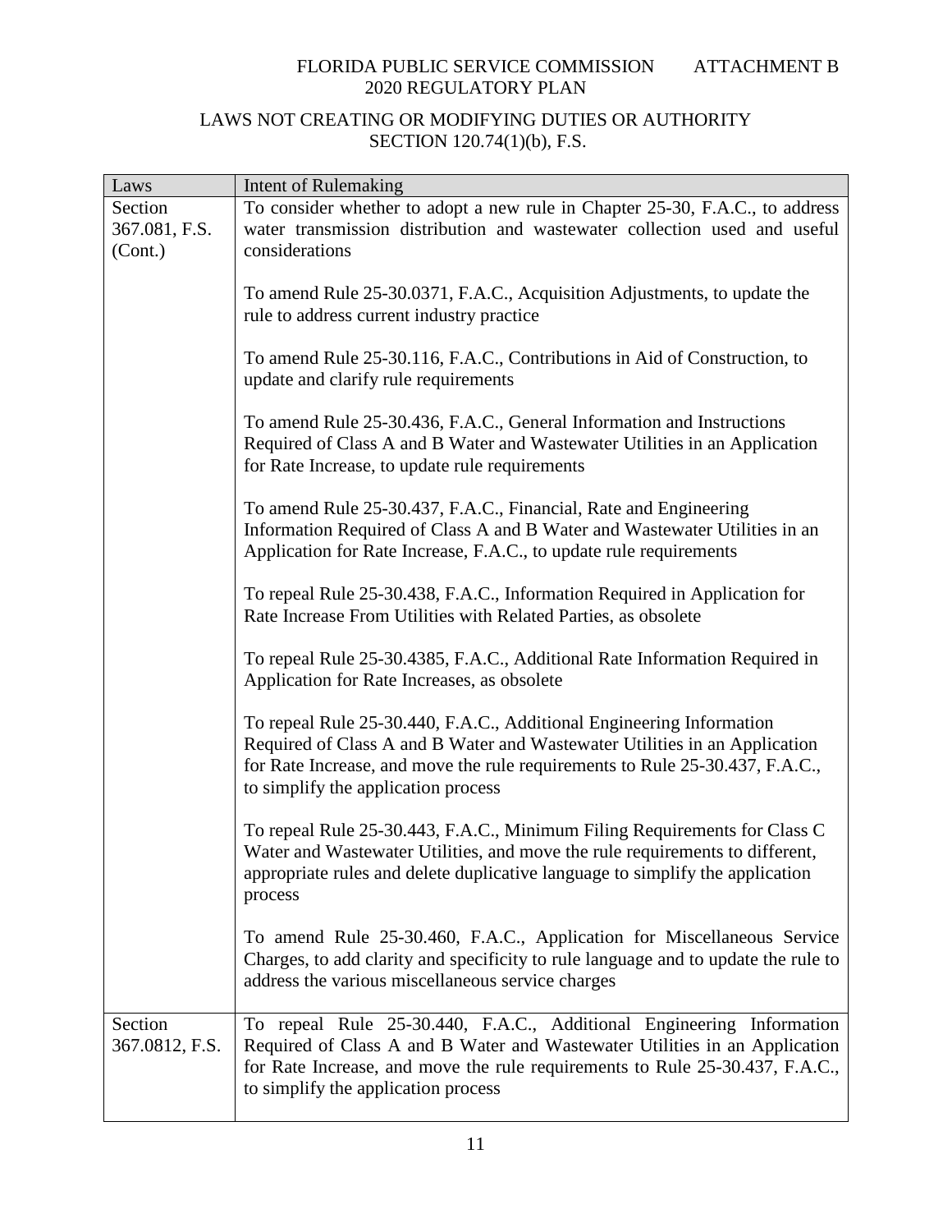# LAWS NOT CREATING OR MODIFYING DUTIES OR AUTHORITY
## SECTION 120.74(1)(b), F.S.

| Laws | Intent of Rulemaking |
| --- | --- |
| Section 367.081, F.S. (Cont.) | To consider whether to adopt a new rule in Chapter 25-30, F.A.C., to address water transmission distribution and wastewater collection used and useful considerations<br><br>To amend Rule 25-30.0371, F.A.C., Acquisition Adjustments, to update the rule to address current industry practice<br><br>To amend Rule 25-30.116, F.A.C., Contributions in Aid of Construction, to update and clarify rule requirements<br><br>To amend Rule 25-30.436, F.A.C., General Information and Instructions Required of Class A and B Water and Wastewater Utilities in an Application for Rate Increase, to update rule requirements<br><br>To amend Rule 25-30.437, F.A.C., Financial, Rate and Engineering Information Required of Class A and B Water and Wastewater Utilities in an Application for Rate Increase, F.A.C., to update rule requirements<br><br>To repeal Rule 25-30.438, F.A.C., Information Required in Application for Rate Increase From Utilities with Related Parties, as obsolete<br><br>To repeal Rule 25-30.4385, F.A.C., Additional Rate Information Required in Application for Rate Increases, as obsolete<br><br>To repeal Rule 25-30.440, F.A.C., Additional Engineering Information Required of Class A and B Water and Wastewater Utilities in an Application for Rate Increase, and move the rule requirements to Rule 25-30.437, F.A.C., to simplify the application process<br><br>To repeal Rule 25-30.443, F.A.C., Minimum Filing Requirements for Class C Water and Wastewater Utilities, and move the rule requirements to different, appropriate rules and delete duplicative language to simplify the application process<br><br>To amend Rule 25-30.460, F.A.C., Application for Miscellaneous Service Charges, to add clarity and specificity to rule language and to update the rule to address the various miscellaneous service charges |
| Section 367.0812, F.S. | To repeal Rule 25-30.440, F.A.C., Additional Engineering Information Required of Class A and B Water and Wastewater Utilities in an Application for Rate Increase, and move the rule requirements to Rule 25-30.437, F.A.C., to simplify the application process |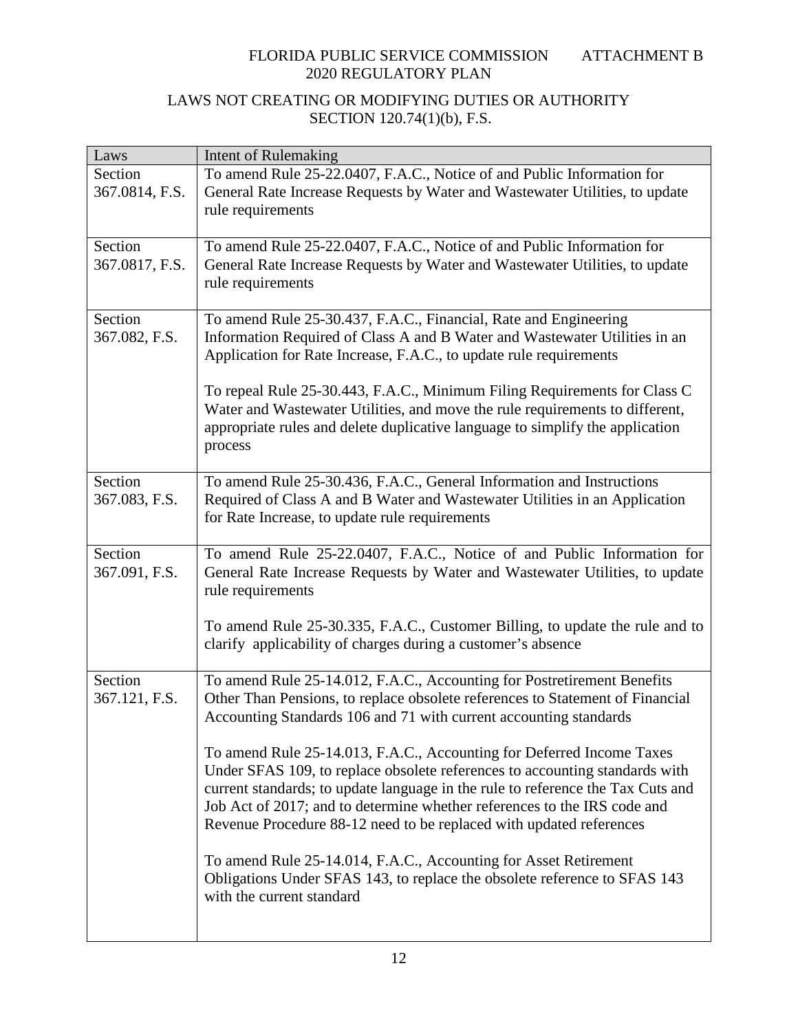FLORIDA PUBLIC SERVICE COMMISSION ATTACHMENT B
2020 REGULATORY PLAN

LAWS NOT CREATING OR MODIFYING DUTIES OR AUTHORITY
SECTION 120.74(1)(b), F.S.

| Laws | Intent of Rulemaking |
|---|---|
| Section 367.0814, F.S. | To amend Rule 25-22.0407, F.A.C., Notice of and Public Information for General Rate Increase Requests by Water and Wastewater Utilities, to update rule requirements |
| Section 367.0817, F.S. | To amend Rule 25-22.0407, F.A.C., Notice of and Public Information for General Rate Increase Requests by Water and Wastewater Utilities, to update rule requirements |
| Section 367.082, F.S. | To amend Rule 25-30.437, F.A.C., Financial, Rate and Engineering Information Required of Class A and B Water and Wastewater Utilities in an Application for Rate Increase, F.A.C., to update rule requirements<br><br>To repeal Rule 25-30.443, F.A.C., Minimum Filing Requirements for Class C Water and Wastewater Utilities, and move the rule requirements to different, appropriate rules and delete duplicative language to simplify the application process |
| Section 367.083, F.S. | To amend Rule 25-30.436, F.A.C., General Information and Instructions Required of Class A and B Water and Wastewater Utilities in an Application for Rate Increase, to update rule requirements |
| Section 367.091, F.S. | To amend Rule 25-22.0407, F.A.C., Notice of and Public Information for General Rate Increase Requests by Water and Wastewater Utilities, to update rule requirements<br><br>To amend Rule 25-30.335, F.A.C., Customer Billing, to update the rule and to clarify applicability of charges during a customer's absence |
| Section 367.121, F.S. | To amend Rule 25-14.012, F.A.C., Accounting for Postretirement Benefits Other Than Pensions, to replace obsolete references to Statement of Financial Accounting Standards 106 and 71 with current accounting standards<br><br>To amend Rule 25-14.013, F.A.C., Accounting for Deferred Income Taxes Under SFAS 109, to replace obsolete references to accounting standards with current standards; to update language in the rule to reference the Tax Cuts and Job Act of 2017; and to determine whether references to the IRS code and Revenue Procedure 88-12 need to be replaced with updated references<br><br>To amend Rule 25-14.014, F.A.C., Accounting for Asset Retirement Obligations Under SFAS 143, to replace the obsolete reference to SFAS 143 with the current standard |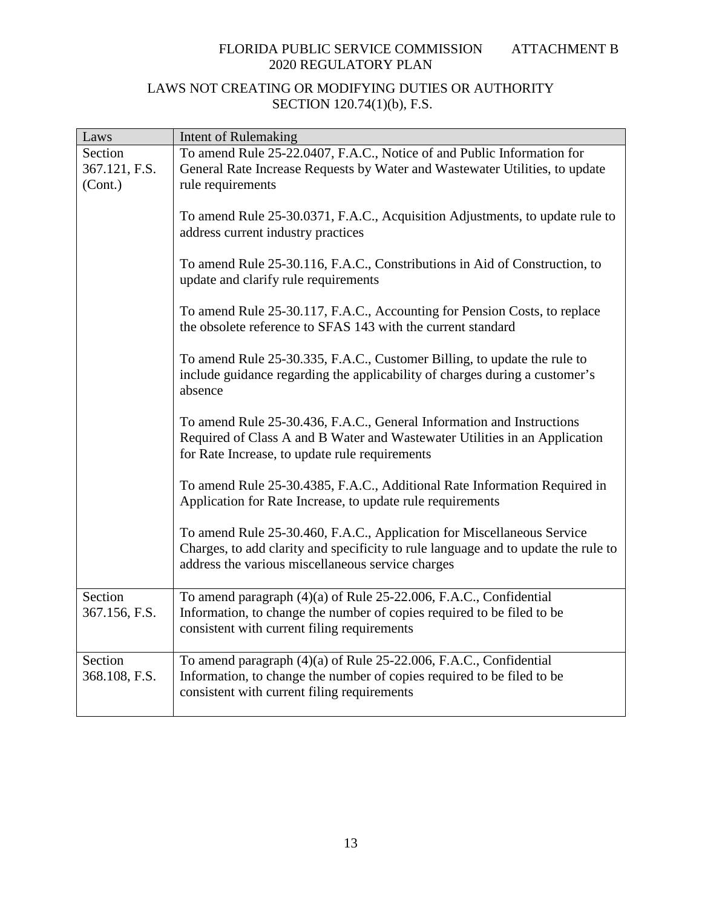FLORIDA PUBLIC SERVICE COMMISSION 2020 REGULATORY PLAN — ATTACHMENT B

## LAWS NOT CREATING OR MODIFYING DUTIES OR AUTHORITY SECTION 120.74(1)(b), F.S.

| Laws | Intent of Rulemaking |
|---|---|
| Section 367.121, F.S. (Cont.) | To amend Rule 25-22.0407, F.A.C., Notice of and Public Information for General Rate Increase Requests by Water and Wastewater Utilities, to update rule requirements<br><br>To amend Rule 25-30.0371, F.A.C., Acquisition Adjustments, to update rule to address current industry practices<br><br>To amend Rule 25-30.116, F.A.C., Constributions in Aid of Construction, to update and clarify rule requirements<br><br>To amend Rule 25-30.117, F.A.C., Accounting for Pension Costs, to replace the obsolete reference to SFAS 143 with the current standard<br><br>To amend Rule 25-30.335, F.A.C., Customer Billing, to update the rule to include guidance regarding the applicability of charges during a customer's absence<br><br>To amend Rule 25-30.436, F.A.C., General Information and Instructions Required of Class A and B Water and Wastewater Utilities in an Application for Rate Increase, to update rule requirements<br><br>To amend Rule 25-30.4385, F.A.C., Additional Rate Information Required in Application for Rate Increase, to update rule requirements<br><br>To amend Rule 25-30.460, F.A.C., Application for Miscellaneous Service Charges, to add clarity and specificity to rule language and to update the rule to address the various miscellaneous service charges |
| Section 367.156, F.S. | To amend paragraph (4)(a) of Rule 25-22.006, F.A.C., Confidential Information, to change the number of copies required to be filed to be consistent with current filing requirements |
| Section 368.108, F.S. | To amend paragraph (4)(a) of Rule 25-22.006, F.A.C., Confidential Information, to change the number of copies required to be filed to be consistent with current filing requirements |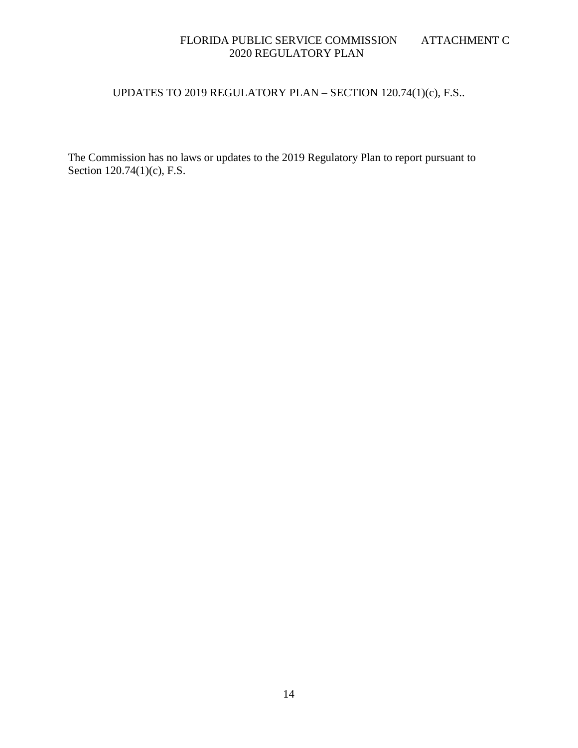FLORIDA PUBLIC SERVICE COMMISSION ATTACHMENT C
2020 REGULATORY PLAN

## UPDATES TO 2019 REGULATORY PLAN – SECTION 120.74(1)(c), F.S..

The Commission has no laws or updates to the 2019 Regulatory Plan to report pursuant to Section 120.74(1)(c), F.S.